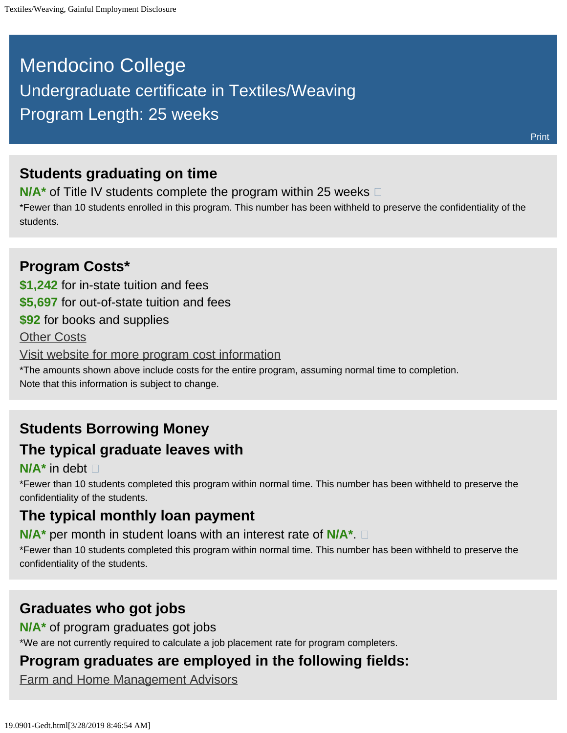# Mendocino College

## Undergraduate certificate in Textiles/Weaving

## Program Length: 25 weeks

Print

### Students graduating on time

**N/A*** of Title IV students complete the program within 25 weeks

*Fewer than 10 students enrolled in this program. This number has been withheld to preserve the confidentiality of the students.

### Program Costs*

**$1,242** for in-state tuition and fees

**$5,697** for out-of-state tuition and fees

**$92** for books and supplies

Other Costs

Visit website for more program cost information

*The amounts shown above include costs for the entire program, assuming normal time to completion.
Note that this information is subject to change.

### Students Borrowing Money

### The typical graduate leaves with

**N/A*** in debt

*Fewer than 10 students completed this program within normal time. This number has been withheld to preserve the confidentiality of the students.

### The typical monthly loan payment

**N/A*** per month in student loans with an interest rate of **N/A***.

*Fewer than 10 students completed this program within normal time. This number has been withheld to preserve the confidentiality of the students.

### Graduates who got jobs

**N/A*** of program graduates got jobs

*We are not currently required to calculate a job placement rate for program completers.

### Program graduates are employed in the following fields:

Farm and Home Management Advisors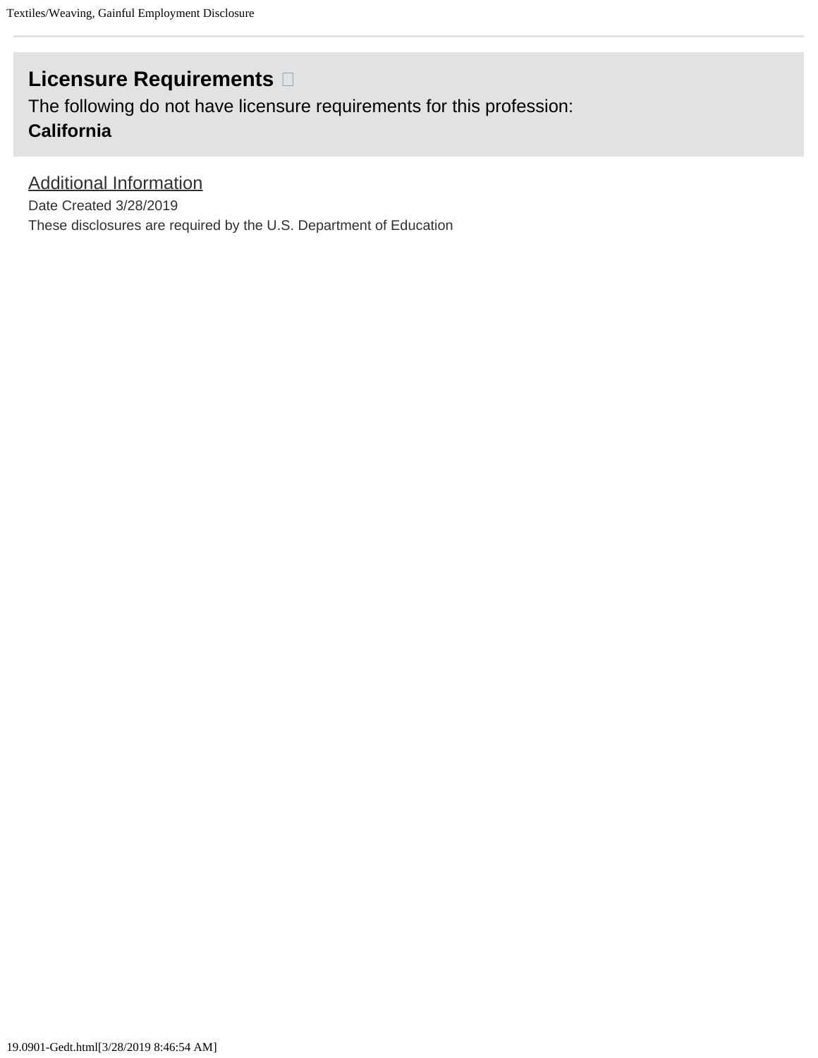## Licensure Requirements

The following do not have licensure requirements for this profession:

**California**

Additional Information

Date Created 3/28/2019

These disclosures are required by the U.S. Department of Education